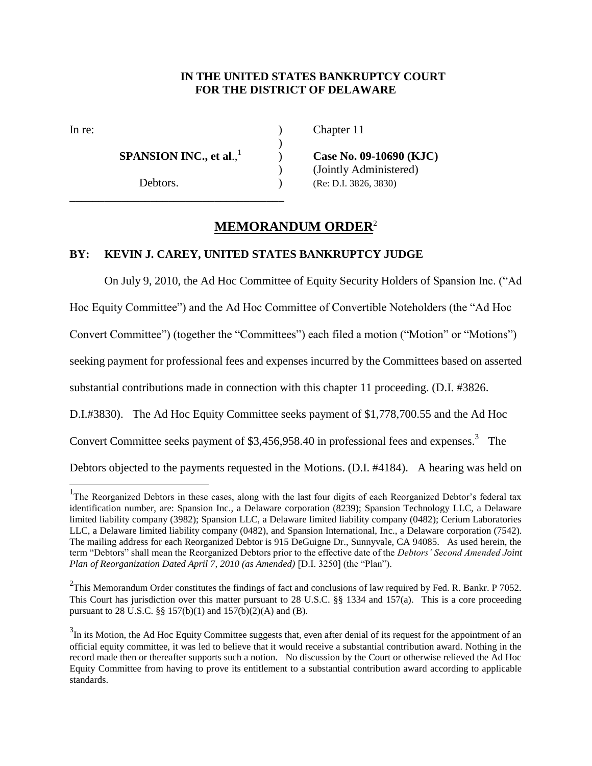**IN THE UNITED STATES BANKRUPTCY COURT**
**FOR THE DISTRICT OF DELAWARE**

| | | |
|---|---|---|
| In re: | ) | Chapter 11 |
| | ) | |
| **SPANSION INC., et al.**,[1] | ) | **Case No. 09-10690 (KJC)** |
| | ) | (Jointly Administered) |
| Debtors. | ) | (Re: D.I. 3826, 3830) |

## MEMORANDUM ORDER[2]

**BY: KEVIN J. CAREY, UNITED STATES BANKRUPTCY JUDGE**

On July 9, 2010, the Ad Hoc Committee of Equity Security Holders of Spansion Inc. ("Ad Hoc Equity Committee") and the Ad Hoc Committee of Convertible Noteholders (the "Ad Hoc Convert Committee") (together the "Committees") each filed a motion ("Motion" or "Motions") seeking payment for professional fees and expenses incurred by the Committees based on asserted substantial contributions made in connection with this chapter 11 proceeding. (D.I. #3826. D.I.#3830). The Ad Hoc Equity Committee seeks payment of $1,778,700.55 and the Ad Hoc Convert Committee seeks payment of $3,456,958.40 in professional fees and expenses.[3] The Debtors objected to the payments requested in the Motions. (D.I. #4184). A hearing was held on

---

[1] The Reorganized Debtors in these cases, along with the last four digits of each Reorganized Debtor's federal tax identification number, are: Spansion Inc., a Delaware corporation (8239); Spansion Technology LLC, a Delaware limited liability company (3982); Spansion LLC, a Delaware limited liability company (0482); Cerium Laboratories LLC, a Delaware limited liability company (0482), and Spansion International, Inc., a Delaware corporation (7542). The mailing address for each Reorganized Debtor is 915 DeGuigne Dr., Sunnyvale, CA 94085. As used herein, the term "Debtors" shall mean the Reorganized Debtors prior to the effective date of the *Debtors' Second Amended Joint Plan of Reorganization Dated April 7, 2010 (as Amended)* [D.I. 3250] (the "Plan").

[2] This Memorandum Order constitutes the findings of fact and conclusions of law required by Fed. R. Bankr. P 7052. This Court has jurisdiction over this matter pursuant to 28 U.S.C. §§ 1334 and 157(a). This is a core proceeding pursuant to 28 U.S.C. §§ 157(b)(1) and 157(b)(2)(A) and (B).

[3] In its Motion, the Ad Hoc Equity Committee suggests that, even after denial of its request for the appointment of an official equity committee, it was led to believe that it would receive a substantial contribution award. Nothing in the record made then or thereafter supports such a notion. No discussion by the Court or otherwise relieved the Ad Hoc Equity Committee from having to prove its entitlement to a substantial contribution award according to applicable standards.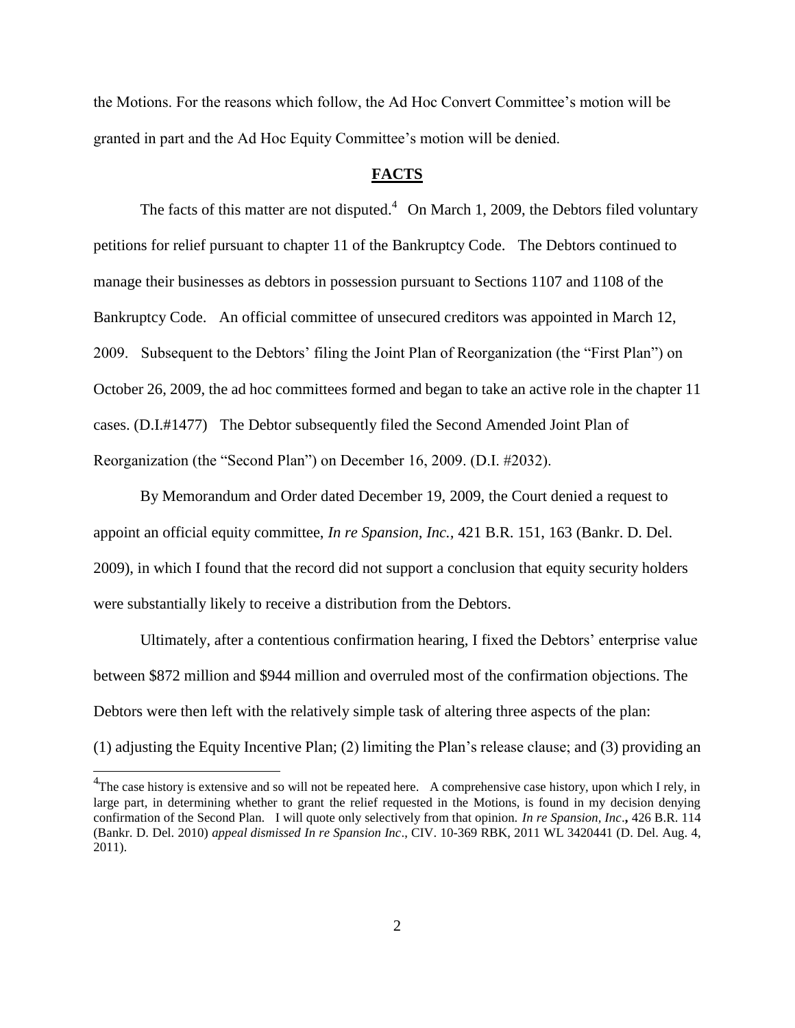the Motions. For the reasons which follow, the Ad Hoc Convert Committee's motion will be granted in part and the Ad Hoc Equity Committee's motion will be denied.

## **FACTS**

The facts of this matter are not disputed.[4] On March 1, 2009, the Debtors filed voluntary petitions for relief pursuant to chapter 11 of the Bankruptcy Code. The Debtors continued to manage their businesses as debtors in possession pursuant to Sections 1107 and 1108 of the Bankruptcy Code. An official committee of unsecured creditors was appointed in March 12, 2009. Subsequent to the Debtors' filing the Joint Plan of Reorganization (the "First Plan") on October 26, 2009, the ad hoc committees formed and began to take an active role in the chapter 11 cases. (D.I.#1477) The Debtor subsequently filed the Second Amended Joint Plan of Reorganization (the "Second Plan") on December 16, 2009. (D.I. #2032).

By Memorandum and Order dated December 19, 2009, the Court denied a request to appoint an official equity committee, *In re Spansion, Inc.,* 421 B.R. 151, 163 (Bankr. D. Del. 2009), in which I found that the record did not support a conclusion that equity security holders were substantially likely to receive a distribution from the Debtors.

Ultimately, after a contentious confirmation hearing, I fixed the Debtors' enterprise value between \$872 million and \$944 million and overruled most of the confirmation objections. The Debtors were then left with the relatively simple task of altering three aspects of the plan: (1) adjusting the Equity Incentive Plan; (2) limiting the Plan's release clause; and (3) providing an

[4] The case history is extensive and so will not be repeated here. A comprehensive case history, upon which I rely, in large part, in determining whether to grant the relief requested in the Motions, is found in my decision denying confirmation of the Second Plan. I will quote only selectively from that opinion. *In re Spansion, Inc*.**,** 426 B.R. 114 (Bankr. D. Del. 2010) *appeal dismissed In re Spansion Inc*., CIV. 10-369 RBK, 2011 WL 3420441 (D. Del. Aug. 4, 2011).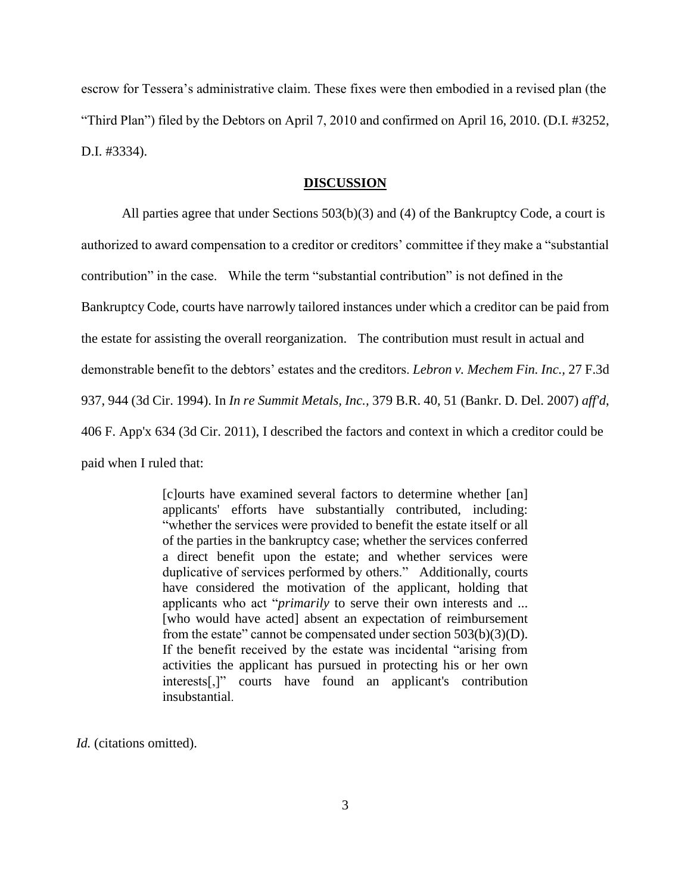escrow for Tessera's administrative claim. These fixes were then embodied in a revised plan (the "Third Plan") filed by the Debtors on April 7, 2010 and confirmed on April 16, 2010. (D.I. #3252, D.I. #3334).

## **DISCUSSION**

All parties agree that under Sections 503(b)(3) and (4) of the Bankruptcy Code, a court is authorized to award compensation to a creditor or creditors' committee if they make a "substantial contribution" in the case. While the term "substantial contribution" is not defined in the Bankruptcy Code, courts have narrowly tailored instances under which a creditor can be paid from the estate for assisting the overall reorganization. The contribution must result in actual and demonstrable benefit to the debtors' estates and the creditors. *Lebron v. Mechem Fin. Inc.*, 27 F.3d 937, 944 (3d Cir. 1994). In *In re Summit Metals, Inc.*, 379 B.R. 40, 51 (Bankr. D. Del. 2007) *aff'd*, 406 F. App'x 634 (3d Cir. 2011), I described the factors and context in which a creditor could be paid when I ruled that:

> [c]ourts have examined several factors to determine whether [an] applicants' efforts have substantially contributed, including: "whether the services were provided to benefit the estate itself or all of the parties in the bankruptcy case; whether the services conferred a direct benefit upon the estate; and whether services were duplicative of services performed by others." Additionally, courts have considered the motivation of the applicant, holding that applicants who act "*primarily* to serve their own interests and ... [who would have acted] absent an expectation of reimbursement from the estate" cannot be compensated under section 503(b)(3)(D). If the benefit received by the estate was incidental "arising from activities the applicant has pursued in protecting his or her own interests[,]" courts have found an applicant's contribution insubstantial.

*Id.* (citations omitted).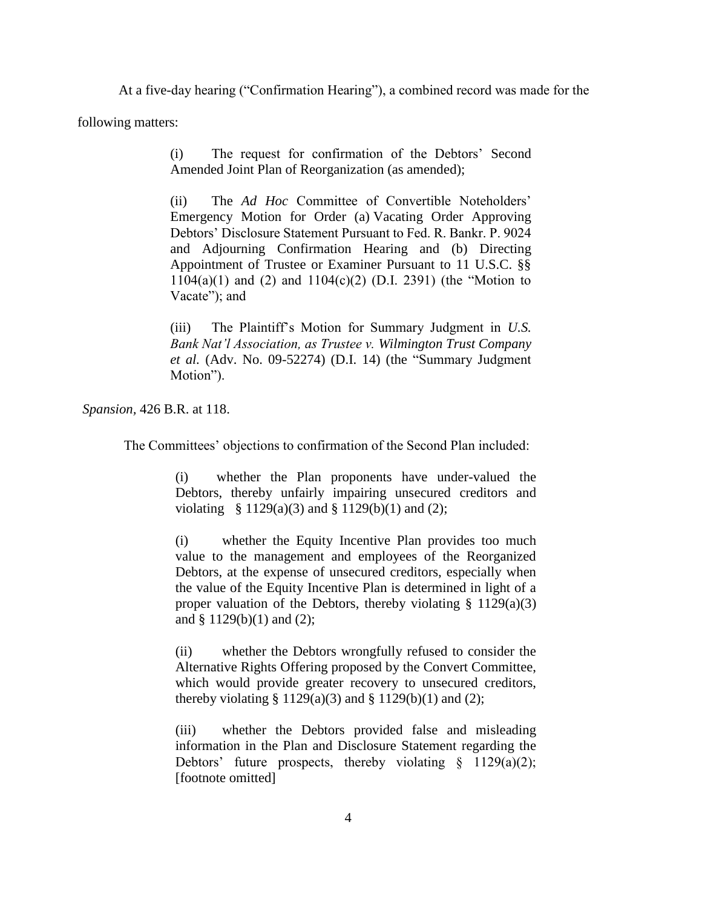At a five-day hearing ("Confirmation Hearing"), a combined record was made for the following matters:

> (i) The request for confirmation of the Debtors' Second Amended Joint Plan of Reorganization (as amended);
>
> (ii) The *Ad Hoc* Committee of Convertible Noteholders' Emergency Motion for Order (a) Vacating Order Approving Debtors' Disclosure Statement Pursuant to Fed. R. Bankr. P. 9024 and Adjourning Confirmation Hearing and (b) Directing Appointment of Trustee or Examiner Pursuant to 11 U.S.C. §§ 1104(a)(1) and (2) and 1104(c)(2) (D.I. 2391) (the "Motion to Vacate"); and
>
> (iii) The Plaintiff's Motion for Summary Judgment in *U.S. Bank Nat'l Association, as Trustee v. Wilmington Trust Company et al.* (Adv. No. 09-52274) (D.I. 14) (the "Summary Judgment Motion").

*Spansion*, 426 B.R. at 118.

The Committees' objections to confirmation of the Second Plan included:

> (i) whether the Plan proponents have under-valued the Debtors, thereby unfairly impairing unsecured creditors and violating § 1129(a)(3) and § 1129(b)(1) and (2);
>
> (i) whether the Equity Incentive Plan provides too much value to the management and employees of the Reorganized Debtors, at the expense of unsecured creditors, especially when the value of the Equity Incentive Plan is determined in light of a proper valuation of the Debtors, thereby violating § 1129(a)(3) and § 1129(b)(1) and (2);
>
> (ii) whether the Debtors wrongfully refused to consider the Alternative Rights Offering proposed by the Convert Committee, which would provide greater recovery to unsecured creditors, thereby violating § 1129(a)(3) and § 1129(b)(1) and (2);
>
> (iii) whether the Debtors provided false and misleading information in the Plan and Disclosure Statement regarding the Debtors' future prospects, thereby violating § 1129(a)(2); [footnote omitted]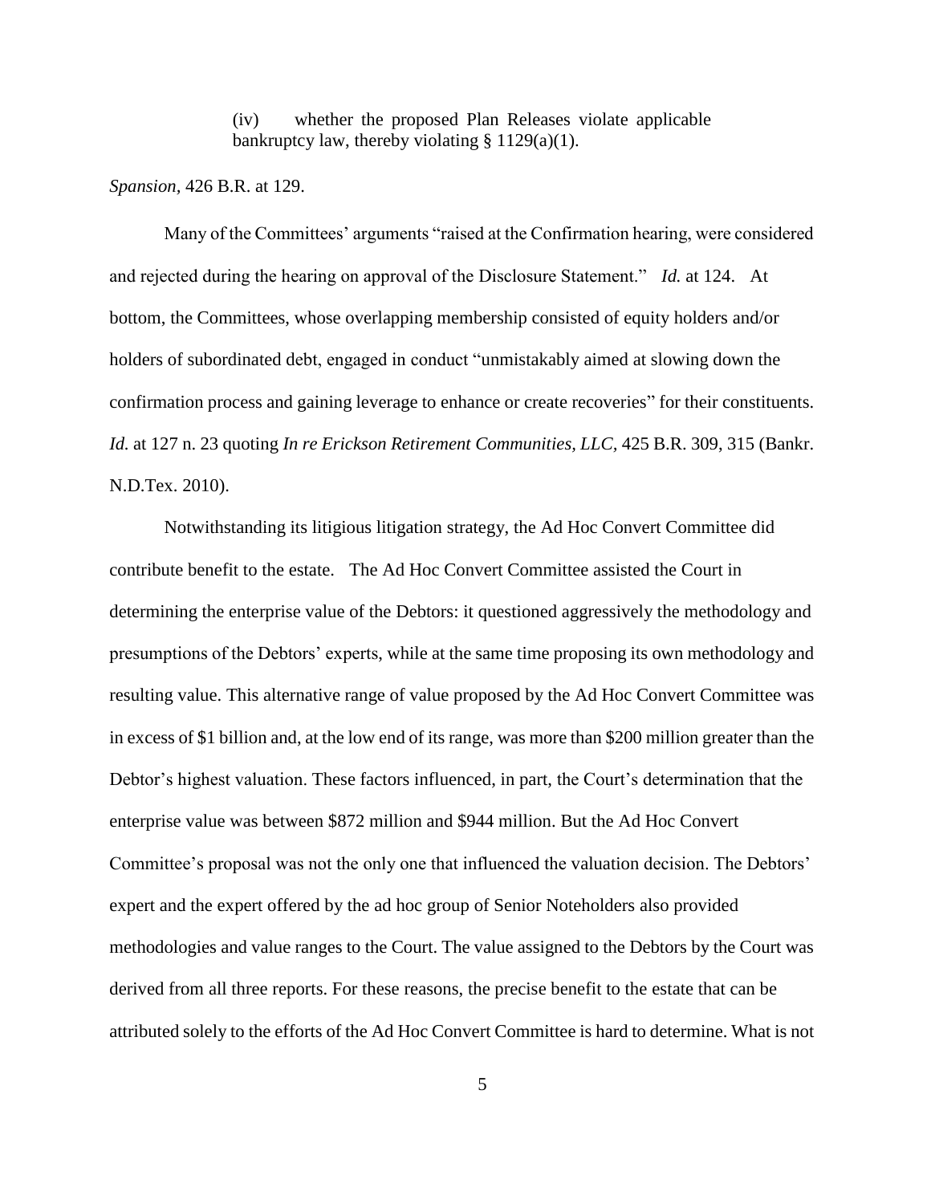(iv) whether the proposed Plan Releases violate applicable bankruptcy law, thereby violating § 1129(a)(1).

*Spansion*, 426 B.R. at 129.

Many of the Committees' arguments "raised at the Confirmation hearing, were considered and rejected during the hearing on approval of the Disclosure Statement." *Id.* at 124. At bottom, the Committees, whose overlapping membership consisted of equity holders and/or holders of subordinated debt, engaged in conduct "unmistakably aimed at slowing down the confirmation process and gaining leverage to enhance or create recoveries" for their constituents. *Id.* at 127 n. 23 quoting *In re Erickson Retirement Communities, LLC*, 425 B.R. 309, 315 (Bankr. N.D.Tex. 2010).

Notwithstanding its litigious litigation strategy, the Ad Hoc Convert Committee did contribute benefit to the estate. The Ad Hoc Convert Committee assisted the Court in determining the enterprise value of the Debtors: it questioned aggressively the methodology and presumptions of the Debtors' experts, while at the same time proposing its own methodology and resulting value. This alternative range of value proposed by the Ad Hoc Convert Committee was in excess of $1 billion and, at the low end of its range, was more than $200 million greater than the Debtor's highest valuation. These factors influenced, in part, the Court's determination that the enterprise value was between $872 million and $944 million. But the Ad Hoc Convert Committee's proposal was not the only one that influenced the valuation decision. The Debtors' expert and the expert offered by the ad hoc group of Senior Noteholders also provided methodologies and value ranges to the Court. The value assigned to the Debtors by the Court was derived from all three reports. For these reasons, the precise benefit to the estate that can be attributed solely to the efforts of the Ad Hoc Convert Committee is hard to determine. What is not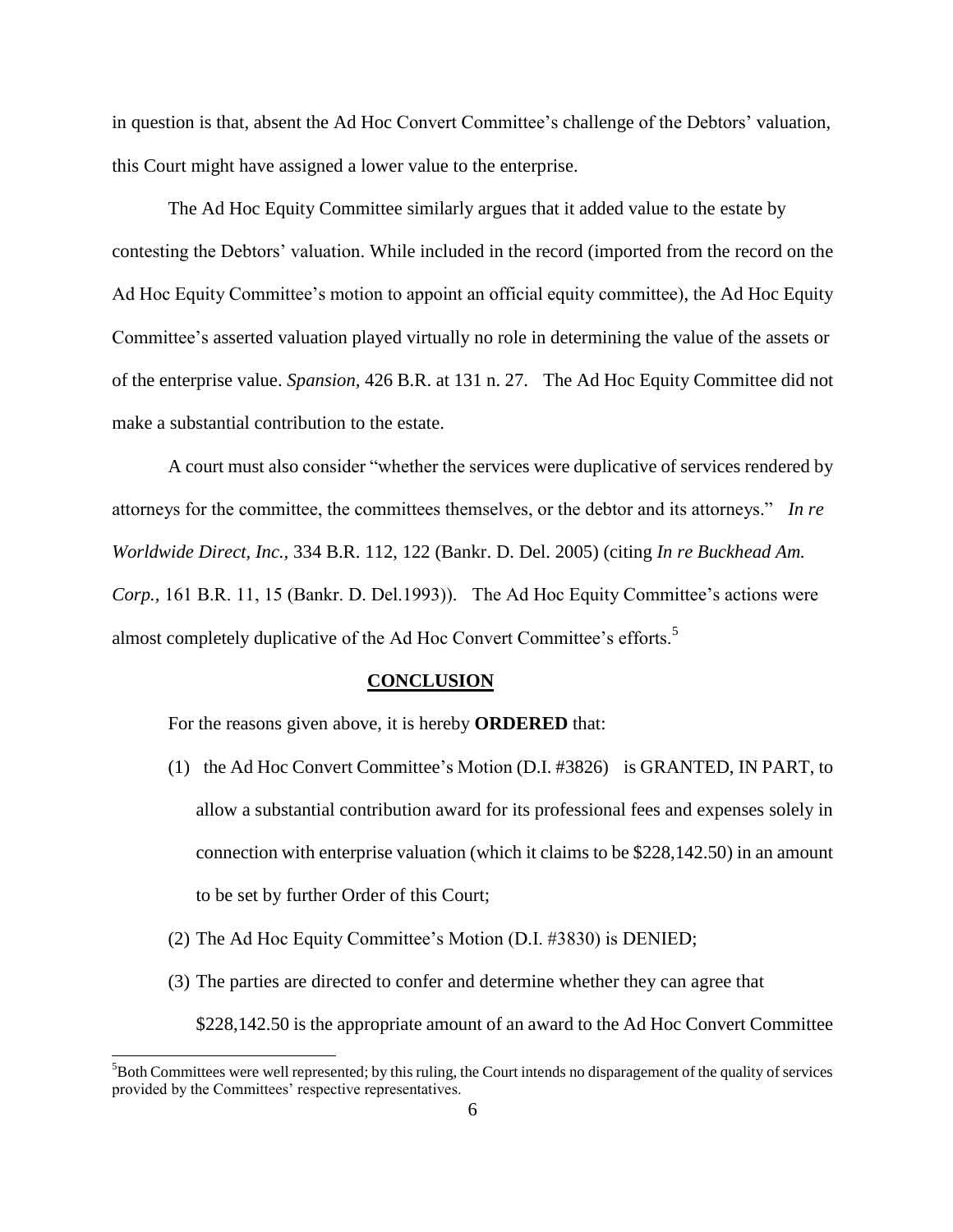in question is that, absent the Ad Hoc Convert Committee's challenge of the Debtors' valuation, this Court might have assigned a lower value to the enterprise.

The Ad Hoc Equity Committee similarly argues that it added value to the estate by contesting the Debtors' valuation. While included in the record (imported from the record on the Ad Hoc Equity Committee's motion to appoint an official equity committee), the Ad Hoc Equity Committee's asserted valuation played virtually no role in determining the value of the assets or of the enterprise value. *Spansion*, 426 B.R. at 131 n. 27. The Ad Hoc Equity Committee did not make a substantial contribution to the estate.

A court must also consider "whether the services were duplicative of services rendered by attorneys for the committee, the committees themselves, or the debtor and its attorneys." *In re Worldwide Direct, Inc.*, 334 B.R. 112, 122 (Bankr. D. Del. 2005) (citing *In re Buckhead Am. Corp.*, 161 B.R. 11, 15 (Bankr. D. Del.1993)). The Ad Hoc Equity Committee's actions were almost completely duplicative of the Ad Hoc Convert Committee's efforts.[5]

**CONCLUSION**

For the reasons given above, it is hereby **ORDERED** that:

(1) the Ad Hoc Convert Committee's Motion (D.I. #3826) is GRANTED, IN PART, to allow a substantial contribution award for its professional fees and expenses solely in connection with enterprise valuation (which it claims to be $228,142.50) in an amount to be set by further Order of this Court;

(2) The Ad Hoc Equity Committee's Motion (D.I. #3830) is DENIED;

(3) The parties are directed to confer and determine whether they can agree that $228,142.50 is the appropriate amount of an award to the Ad Hoc Convert Committee

[5] Both Committees were well represented; by this ruling, the Court intends no disparagement of the quality of services provided by the Committees' respective representatives.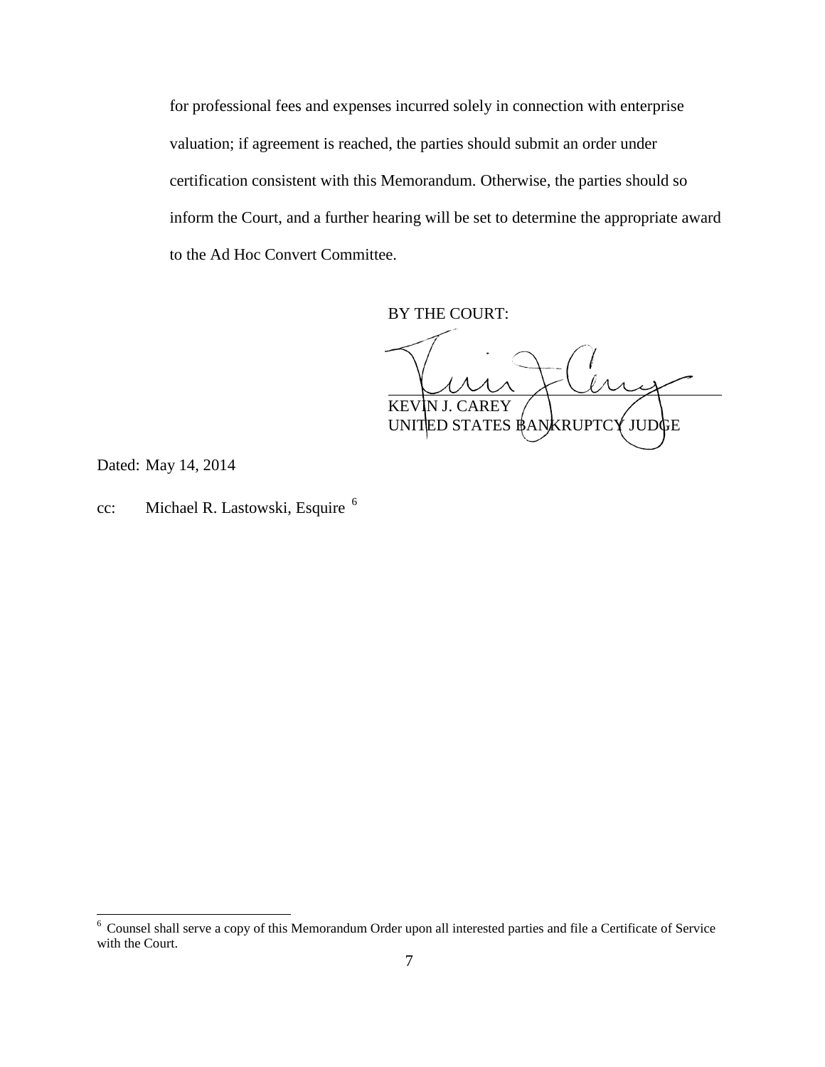for professional fees and expenses incurred solely in connection with enterprise valuation; if agreement is reached, the parties should submit an order under certification consistent with this Memorandum. Otherwise, the parties should so inform the Court, and a further hearing will be set to determine the appropriate award to the Ad Hoc Convert Committee.

BY THE COURT:

KEVIN J. CAREY
UNITED STATES BANKRUPTCY JUDGE

Dated: May 14, 2014

cc: Michael R. Lastowski, Esquire [6]

---

[6] Counsel shall serve a copy of this Memorandum Order upon all interested parties and file a Certificate of Service with the Court.